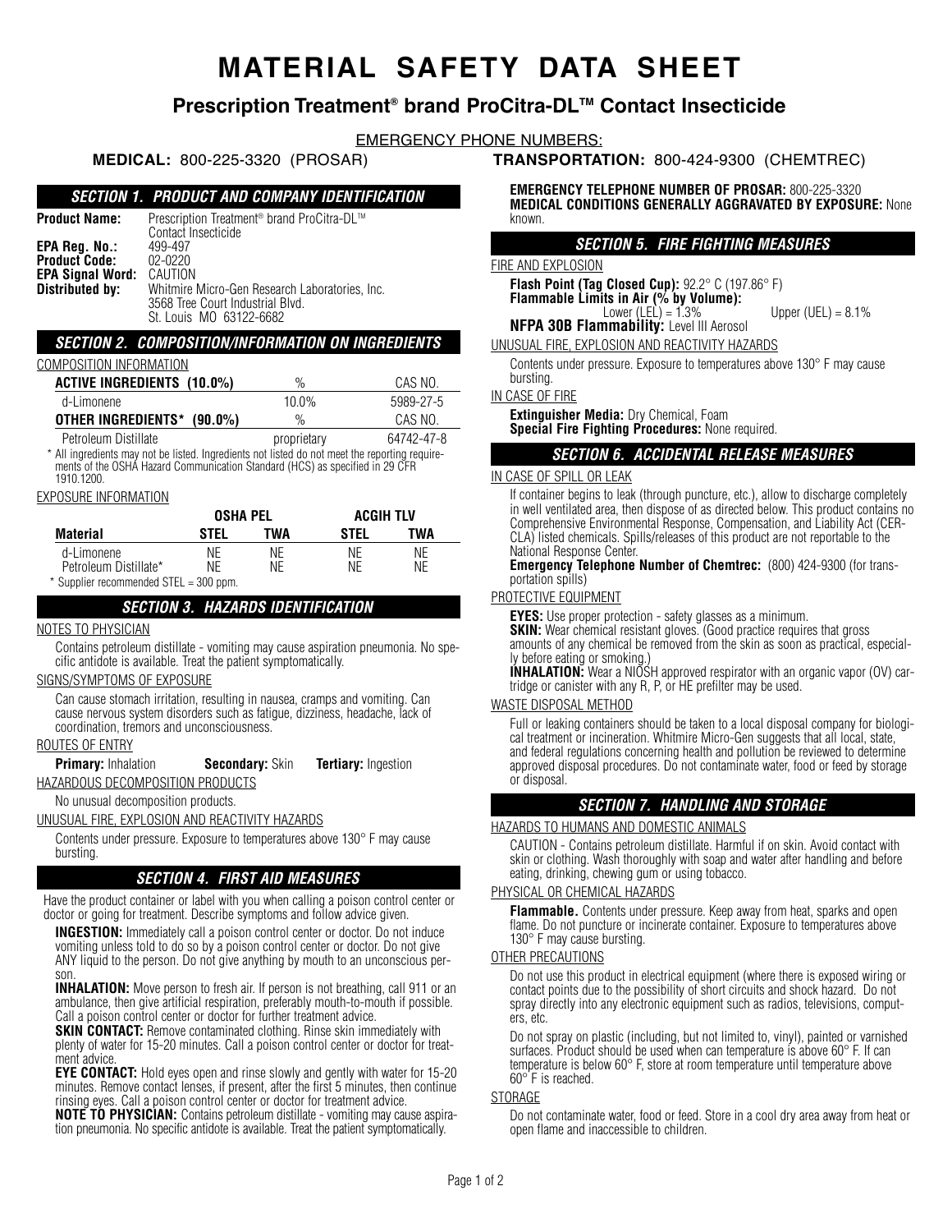# MATERIAL SAFETY DATA SHEET

## Prescription Treatment® brand ProCitra-DL™ Contact Insecticide

EMERGENCY PHONE NUMBERS:

**MEDICAL:** 800-225-3320 (PROSAR) **TRANSPORTATION:** 800-424-9300 (CHEMTREC)

### SECTION 1. PRODUCT AND COMPANY IDENTIFICATION

**Product Name:** Prescription Treatment® brand ProCitra-DL™ Contact Insecticide
**EPA Reg. No.:** 499-497
**Product Code:** 02-0220
**EPA Signal Word:** CAUTION
**Distributed by:** Whitmire Micro-Gen Research Laboratories, Inc.
3568 Tree Court Industrial Blvd.
St. Louis MO 63122-6682

### SECTION 2. COMPOSITION/INFORMATION ON INGREDIENTS

COMPOSITION INFORMATION

| ACTIVE INGREDIENTS (10.0%) | % | CAS NO. |
|---|---|---|
| d-Limonene | 10.0% | 5989-27-5 |
| **OTHER INGREDIENTS* (90.0%)** | % | CAS NO. |
| Petroleum Distillate | proprietary | 64742-47-8 |

\* All ingredients may not be listed. Ingredients not listed do not meet the reporting requirements of the OSHA Hazard Communication Standard (HCS) as specified in 29 CFR 1910.1200.

EXPOSURE INFORMATION

| | OSHA PEL | | ACGIH TLV | |
|---|---|---|---|---|
| **Material** | **STEL** | **TWA** | **STEL** | **TWA** |
| d-Limonene | NE | NE | NE | NE |
| Petroleum Distillate* | NE | NE | NE | NE |

\* Supplier recommended STEL = 300 ppm.

### SECTION 3. HAZARDS IDENTIFICATION

NOTES TO PHYSICIAN

Contains petroleum distillate - vomiting may cause aspiration pneumonia. No specific antidote is available. Treat the patient symptomatically.

SIGNS/SYMPTOMS OF EXPOSURE

Can cause stomach irritation, resulting in nausea, cramps and vomiting. Can cause nervous system disorders such as fatigue, dizziness, headache, lack of coordination, tremors and unconsciousness.

ROUTES OF ENTRY

**Primary:** Inhalation **Secondary:** Skin **Tertiary:** Ingestion

HAZARDOUS DECOMPOSITION PRODUCTS

No unusual decomposition products.

UNUSUAL FIRE, EXPLOSION AND REACTIVITY HAZARDS

Contents under pressure. Exposure to temperatures above 130° F may cause bursting.

### SECTION 4. FIRST AID MEASURES

Have the product container or label with you when calling a poison control center or doctor or going for treatment. Describe symptoms and follow advice given.

**INGESTION:** Immediately call a poison control center or doctor. Do not induce vomiting unless told to do so by a poison control center or doctor. Do not give ANY liquid to the person. Do not give anything by mouth to an unconscious person.

**INHALATION:** Move person to fresh air. If person is not breathing, call 911 or an ambulance, then give artificial respiration, preferably mouth-to-mouth if possible. Call a poison control center or doctor for further treatment advice.

**SKIN CONTACT:** Remove contaminated clothing. Rinse skin immediately with plenty of water for 15-20 minutes. Call a poison control center or doctor for treatment advice.

**EYE CONTACT:** Hold eyes open and rinse slowly and gently with water for 15-20 minutes. Remove contact lenses, if present, after the first 5 minutes, then continue rinsing eyes. Call a poison control center or doctor for treatment advice.

**NOTE TO PHYSICIAN:** Contains petroleum distillate - vomiting may cause aspiration pneumonia. No specific antidote is available. Treat the patient symptomatically.

**EMERGENCY TELEPHONE NUMBER OF PROSAR:** 800-225-3320

**MEDICAL CONDITIONS GENERALLY AGGRAVATED BY EXPOSURE:** None known.

### SECTION 5. FIRE FIGHTING MEASURES

FIRE AND EXPLOSION

**Flash Point (Tag Closed Cup):** 92.2° C (197.86° F)

**Flammable Limits in Air (% by Volume):**
Lower (LEL) = 1.3% Upper (UEL) = 8.1%

**NFPA 30B Flammability:** Level III Aerosol

UNUSUAL FIRE, EXPLOSION AND REACTIVITY HAZARDS

Contents under pressure. Exposure to temperatures above 130° F may cause bursting.

IN CASE OF FIRE

**Extinguisher Media:** Dry Chemical, Foam
**Special Fire Fighting Procedures:** None required.

### SECTION 6. ACCIDENTAL RELEASE MEASURES

IN CASE OF SPILL OR LEAK

If container begins to leak (through puncture, etc.), allow to discharge completely in well ventilated area, then dispose of as directed below. This product contains no Comprehensive Environmental Response, Compensation, and Liability Act (CERCLA) listed chemicals. Spills/releases of this product are not reportable to the National Response Center.

**Emergency Telephone Number of Chemtrec:** (800) 424-9300 (for transportation spills)

PROTECTIVE EQUIPMENT

**EYES:** Use proper protection - safety glasses as a minimum.

**SKIN:** Wear chemical resistant gloves. (Good practice requires that gross amounts of any chemical be removed from the skin as soon as practical, especially before eating or smoking.)

**INHALATION:** Wear a NIOSH approved respirator with an organic vapor (OV) cartridge or canister with any R, P, or HE prefilter may be used.

WASTE DISPOSAL METHOD

Full or leaking containers should be taken to a local disposal company for biological treatment or incineration. Whitmire Micro-Gen suggests that all local, state, and federal regulations concerning health and pollution be reviewed to determine approved disposal procedures. Do not contaminate water, food or feed by storage or disposal.

### SECTION 7. HANDLING AND STORAGE

HAZARDS TO HUMANS AND DOMESTIC ANIMALS

CAUTION - Contains petroleum distillate. Harmful if on skin. Avoid contact with skin or clothing. Wash thoroughly with soap and water after handling and before eating, drinking, chewing gum or using tobacco.

PHYSICAL OR CHEMICAL HAZARDS

**Flammable.** Contents under pressure. Keep away from heat, sparks and open flame. Do not puncture or incinerate container. Exposure to temperatures above 130° F may cause bursting.

OTHER PRECAUTIONS

Do not use this product in electrical equipment (where there is exposed wiring or contact points due to the possibility of short circuits and shock hazard. Do not spray directly into any electronic equipment such as radios, televisions, computers, etc.

Do not spray on plastic (including, but not limited to, vinyl), painted or varnished surfaces. Product should be used when can temperature is above 60° F. If can temperature is below 60° F, store at room temperature until temperature above 60° F is reached.

STORAGE

Do not contaminate water, food or feed. Store in a cool dry area away from heat or open flame and inaccessible to children.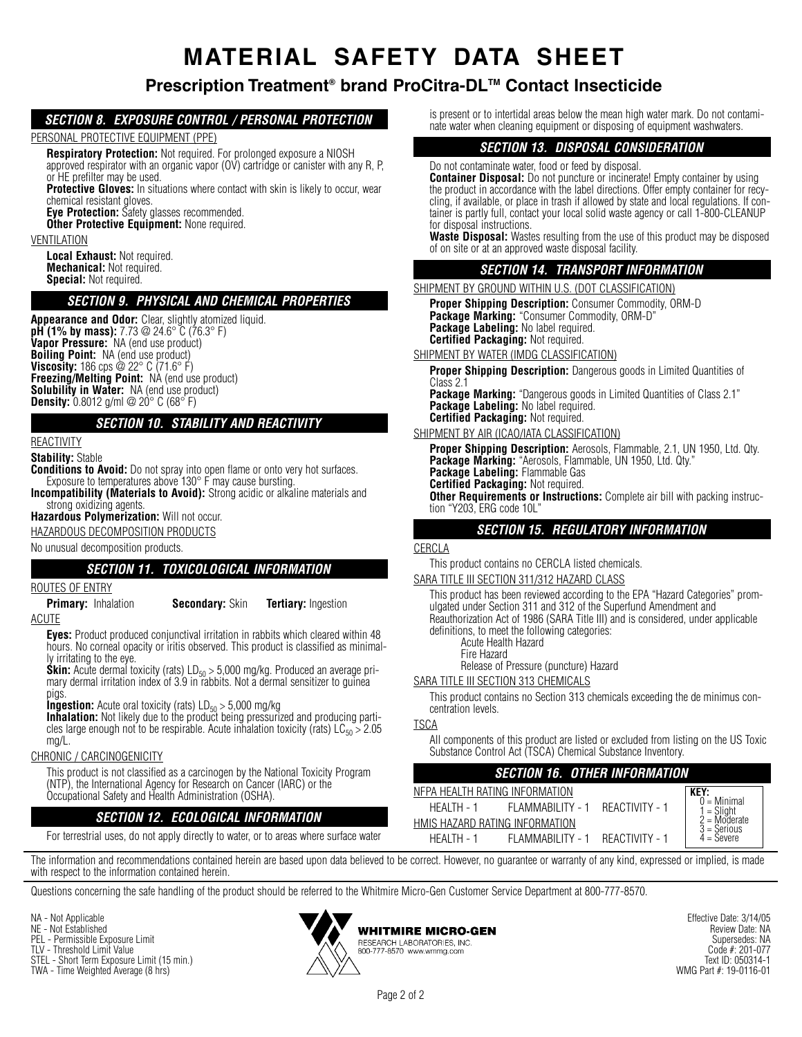# MATERIAL SAFETY DATA SHEET

## Prescription Treatment® brand ProCitra-DL™ Contact Insecticide

### SECTION 8. EXPOSURE CONTROL / PERSONAL PROTECTION

PERSONAL PROTECTIVE EQUIPMENT (PPE)

**Respiratory Protection:** Not required. For prolonged exposure a NIOSH approved respirator with an organic vapor (OV) cartridge or canister with any R, P, or HE prefilter may be used.
**Protective Gloves:** In situations where contact with skin is likely to occur, wear chemical resistant gloves.
**Eye Protection:** Safety glasses recommended.
**Other Protective Equipment:** None required.

VENTILATION

**Local Exhaust:** Not required.
**Mechanical:** Not required.
**Special:** Not required.

### SECTION 9. PHYSICAL AND CHEMICAL PROPERTIES

**Appearance and Odor:** Clear, slightly atomized liquid.
**pH (1% by mass):** 7.73 @ 24.6° C (76.3° F)
**Vapor Pressure:** NA (end use product)
**Boiling Point:** NA (end use product)
**Viscosity:** 186 cps @ 22° C (71.6° F)
**Freezing/Melting Point:** NA (end use product)
**Solubility in Water:** NA (end use product)
**Density:** 0.8012 g/ml @ 20° C (68° F)

### SECTION 10. STABILITY AND REACTIVITY

REACTIVITY

**Stability:** Stable
**Conditions to Avoid:** Do not spray into open flame or onto very hot surfaces. Exposure to temperatures above 130° F may cause bursting.
**Incompatibility (Materials to Avoid):** Strong acidic or alkaline materials and strong oxidizing agents.
**Hazardous Polymerization:** Will not occur.

HAZARDOUS DECOMPOSITION PRODUCTS

No unusual decomposition products.

### SECTION 11. TOXICOLOGICAL INFORMATION

ROUTES OF ENTRY

**Primary:** Inhalation **Secondary:** Skin **Tertiary:** Ingestion

ACUTE

**Eyes:** Product produced conjunctival irritation in rabbits which cleared within 48 hours. No corneal opacity or iritis observed. This product is classified as minimally irritating to the eye.
**Skin:** Acute dermal toxicity (rats) $LD_{50}$ > 5,000 mg/kg. Produced an average primary dermal irritation index of 3.9 in rabbits. Not a dermal sensitizer to guinea pigs.
**Ingestion:** Acute oral toxicity (rats) $LD_{50}$ > 5,000 mg/kg
**Inhalation:** Not likely due to the product being pressurized and producing particles large enough not to be respirable. Acute inhalation toxicity (rats) $LC_{50}$ > 2.05 mg/L.

CHRONIC / CARCINOGENICITY

This product is not classified as a carcinogen by the National Toxicity Program (NTP), the International Agency for Research on Cancer (IARC) or the Occupational Safety and Health Administration (OSHA).

### SECTION 12. ECOLOGICAL INFORMATION

For terrestrial uses, do not apply directly to water, or to areas where surface water is present or to intertidal areas below the mean high water mark. Do not contaminate water when cleaning equipment or disposing of equipment washwaters.

### SECTION 13. DISPOSAL CONSIDERATION

Do not contaminate water, food or feed by disposal.
**Container Disposal:** Do not puncture or incinerate! Empty container by using the product in accordance with the label directions. Offer empty container for recycling, if available, or place in trash if allowed by state and local regulations. If container is partly full, contact your local solid waste agency or call 1-800-CLEANUP for disposal instructions.
**Waste Disposal:** Wastes resulting from the use of this product may be disposed of on site or at an approved waste disposal facility.

### SECTION 14. TRANSPORT INFORMATION

SHIPMENT BY GROUND WITHIN U.S. (DOT CLASSIFICATION)

**Proper Shipping Description:** Consumer Commodity, ORM-D
**Package Marking:** "Consumer Commodity, ORM-D"
**Package Labeling:** No label required.
**Certified Packaging:** Not required.

SHIPMENT BY WATER (IMDG CLASSIFICATION)

**Proper Shipping Description:** Dangerous goods in Limited Quantities of Class 2.1
**Package Marking:** "Dangerous goods in Limited Quantities of Class 2.1"
**Package Labeling:** No label required.
**Certified Packaging:** Not required.

SHIPMENT BY AIR (ICAO/IATA CLASSIFICATION)

**Proper Shipping Description:** Aerosols, Flammable, 2.1, UN 1950, Ltd. Qty.
**Package Marking:** "Aerosols, Flammable, UN 1950, Ltd. Qty."
**Package Labeling:** Flammable Gas
**Certified Packaging:** Not required.
**Other Requirements or Instructions:** Complete air bill with packing instruction "Y203, ERG code 10L"

### SECTION 15. REGULATORY INFORMATION

CERCLA

This product contains no CERCLA listed chemicals.

SARA TITLE III SECTION 311/312 HAZARD CLASS

This product has been reviewed according to the EPA "Hazard Categories" promulgated under Section 311 and 312 of the Superfund Amendment and Reauthorization Act of 1986 (SARA Title III) and is considered, under applicable definitions, to meet the following categories:

Acute Health Hazard
Fire Hazard
Release of Pressure (puncture) Hazard

SARA TITLE III SECTION 313 CHEMICALS

This product contains no Section 313 chemicals exceeding the de minimus concentration levels.

TSCA

All components of this product are listed or excluded from listing on the US Toxic Substance Control Act (TSCA) Chemical Substance Inventory.

### SECTION 16. OTHER INFORMATION

NFPA HEALTH RATING INFORMATION

HEALTH - 1 FLAMMABILITY - 1 REACTIVITY - 1

HMIS HAZARD RATING INFORMATION

HEALTH - 1 FLAMMABILITY - 1 REACTIVITY - 1

**KEY:**
0 = Minimal
1 = Slight
2 = Moderate
3 = Serious
4 = Severe

The information and recommendations contained herein are based upon data believed to be correct. However, no guarantee or warranty of any kind, expressed or implied, is made with respect to the information contained herein.

Questions concerning the safe handling of the product should be referred to the Whitmire Micro-Gen Customer Service Department at 800-777-8570.

NA - Not Applicable
NE - Not Established
PEL - Permissible Exposure Limit
TLV - Threshold Limit Value
STEL - Short Term Exposure Limit (15 min.)
TWA - Time Weighted Average (8 hrs)

WHITMIRE MICRO-GEN
RESEARCH LABORATORIES, INC.
800-777-8570 www.wmmg.com

Effective Date: 3/14/05
Review Date: NA
Supersedes: NA
Code #: 201-077
Text ID: 050314-1
WMG Part #: 19-0116-01